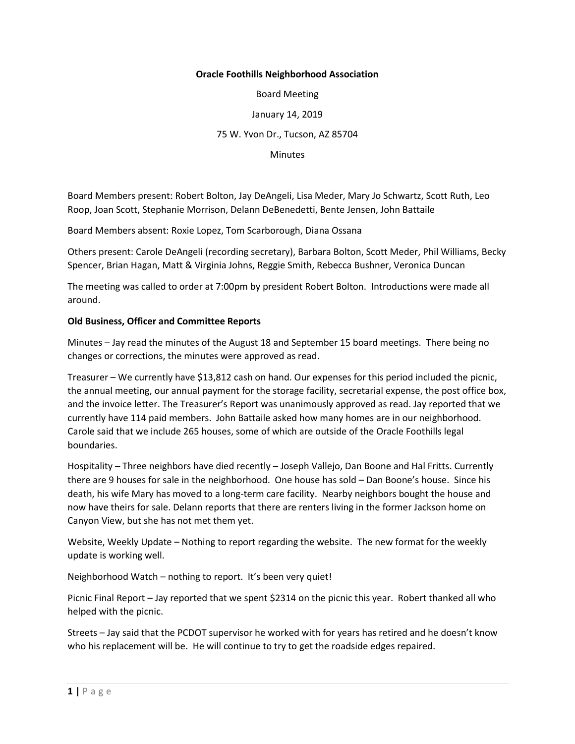**Oracle Foothills Neighborhood Association**

Board Meeting

January 14, 2019

75 W. Yvon Dr., Tucson, AZ 85704

Minutes

Board Members present: Robert Bolton, Jay DeAngeli, Lisa Meder, Mary Jo Schwartz, Scott Ruth, Leo Roop, Joan Scott, Stephanie Morrison, Delann DeBenedetti, Bente Jensen, John Battaile

Board Members absent: Roxie Lopez, Tom Scarborough, Diana Ossana

Others present: Carole DeAngeli (recording secretary), Barbara Bolton, Scott Meder, Phil Williams, Becky Spencer, Brian Hagan, Matt & Virginia Johns, Reggie Smith, Rebecca Bushner, Veronica Duncan

The meeting was called to order at 7:00pm by president Robert Bolton. Introductions were made all around.

**Old Business, Officer and Committee Reports**

Minutes – Jay read the minutes of the August 18 and September 15 board meetings. There being no changes or corrections, the minutes were approved as read.

Treasurer – We currently have $13,812 cash on hand. Our expenses for this period included the picnic, the annual meeting, our annual payment for the storage facility, secretarial expense, the post office box, and the invoice letter. The Treasurer's Report was unanimously approved as read. Jay reported that we currently have 114 paid members. John Battaile asked how many homes are in our neighborhood. Carole said that we include 265 houses, some of which are outside of the Oracle Foothills legal boundaries.

Hospitality – Three neighbors have died recently – Joseph Vallejo, Dan Boone and Hal Fritts. Currently there are 9 houses for sale in the neighborhood. One house has sold – Dan Boone's house. Since his death, his wife Mary has moved to a long-term care facility. Nearby neighbors bought the house and now have theirs for sale. Delann reports that there are renters living in the former Jackson home on Canyon View, but she has not met them yet.

Website, Weekly Update – Nothing to report regarding the website. The new format for the weekly update is working well.

Neighborhood Watch – nothing to report. It's been very quiet!

Picnic Final Report – Jay reported that we spent $2314 on the picnic this year. Robert thanked all who helped with the picnic.

Streets – Jay said that the PCDOT supervisor he worked with for years has retired and he doesn't know who his replacement will be. He will continue to try to get the roadside edges repaired.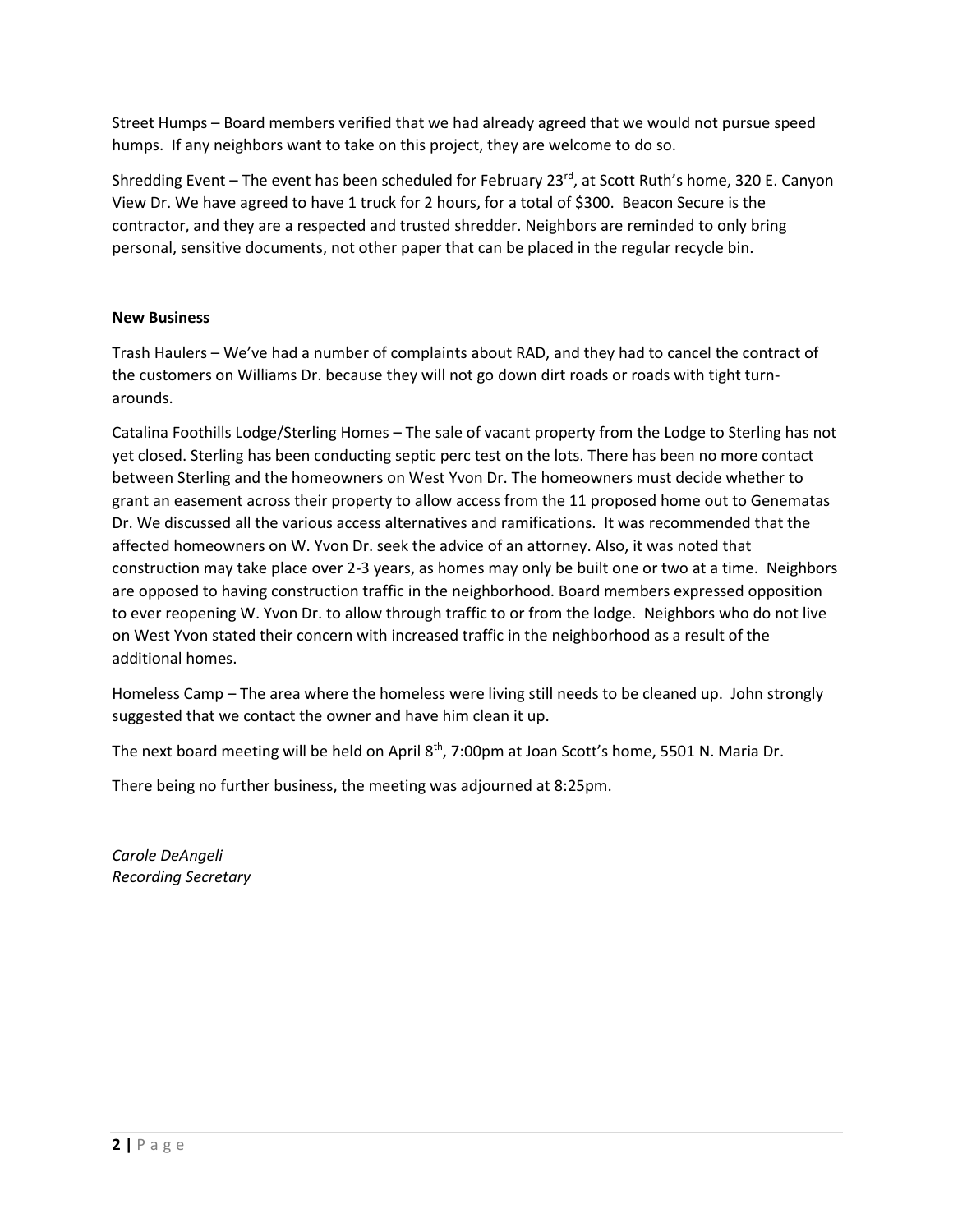Street Humps – Board members verified that we had already agreed that we would not pursue speed humps. If any neighbors want to take on this project, they are welcome to do so.

Shredding Event – The event has been scheduled for February 23rd, at Scott Ruth's home, 320 E. Canyon View Dr. We have agreed to have 1 truck for 2 hours, for a total of $300. Beacon Secure is the contractor, and they are a respected and trusted shredder. Neighbors are reminded to only bring personal, sensitive documents, not other paper that can be placed in the regular recycle bin.

**New Business**

Trash Haulers – We've had a number of complaints about RAD, and they had to cancel the contract of the customers on Williams Dr. because they will not go down dirt roads or roads with tight turn-arounds.

Catalina Foothills Lodge/Sterling Homes – The sale of vacant property from the Lodge to Sterling has not yet closed. Sterling has been conducting septic perc test on the lots. There has been no more contact between Sterling and the homeowners on West Yvon Dr. The homeowners must decide whether to grant an easement across their property to allow access from the 11 proposed home out to Genematas Dr. We discussed all the various access alternatives and ramifications. It was recommended that the affected homeowners on W. Yvon Dr. seek the advice of an attorney. Also, it was noted that construction may take place over 2-3 years, as homes may only be built one or two at a time. Neighbors are opposed to having construction traffic in the neighborhood. Board members expressed opposition to ever reopening W. Yvon Dr. to allow through traffic to or from the lodge. Neighbors who do not live on West Yvon stated their concern with increased traffic in the neighborhood as a result of the additional homes.

Homeless Camp – The area where the homeless were living still needs to be cleaned up. John strongly suggested that we contact the owner and have him clean it up.

The next board meeting will be held on April 8th, 7:00pm at Joan Scott's home, 5501 N. Maria Dr.

There being no further business, the meeting was adjourned at 8:25pm.

*Carole DeAngeli*
*Recording Secretary*